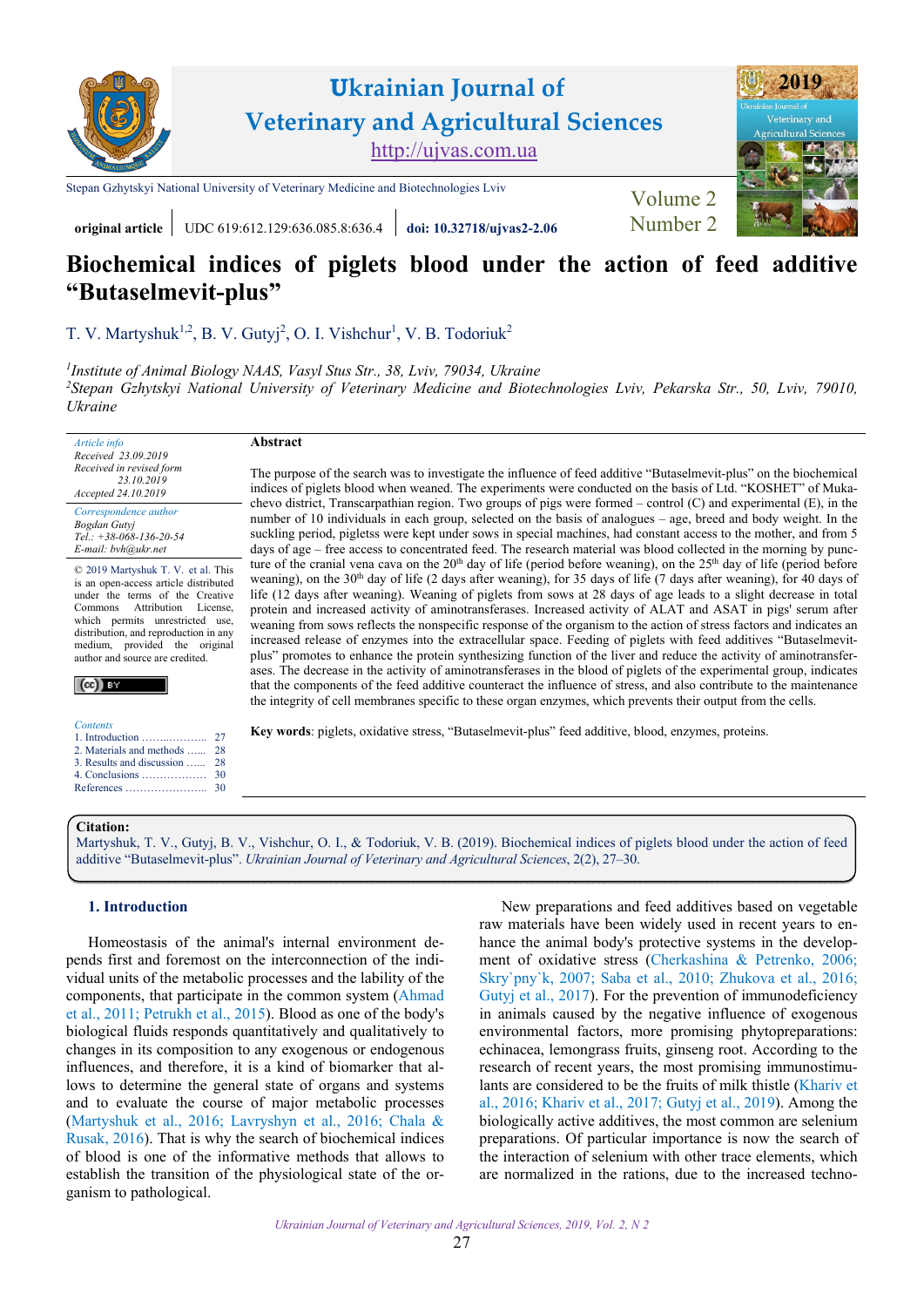original article | UDC 619:612.129:636.085.8:636.4 | doi: 10.32718/ujvas2-2.06

# Biochemical indices of piglets blood under the action of feed additive "Butaselmevit-plus"

T. V. Martyshuk[1,2], B. V. Gutyj[2], O. I. Vishchur[1], V. B. Todoriuk[2]

[1]*Institute of Animal Biology NAAS, Vasyl Stus Str., 38, Lviv, 79034, Ukraine*
[2]*Stepan Gzhytskyi National University of Veterinary Medicine and Biotechnologies Lviv, Pekarska Str., 50, Lviv, 79010, Ukraine*

*Article info*
*Received 23.09.2019*
*Received in revised form 23.10.2019*
*Accepted 24.10.2019*

*Correspondence author*
*Bogdan Gutyj*
*Tel.: +38-068-136-20-54*
*E-mail: bvh@ukr.net*

© 2019 Martyshuk T. V. et al. This is an open-access article distributed under the terms of the Creative Commons Attribution License, which permits unrestricted use, distribution, and reproduction in any medium, provided the original author and source are credited.

*Contents*
1. Introduction ... 27
2. Materials and methods ... 28
3. Results and discussion ... 28
4. Conclusions ... 30
References ... 30

**Abstract**

The purpose of the search was to investigate the influence of feed additive "Butaselmevit-plus" on the biochemical indices of piglets blood when weaned. The experiments were conducted on the basis of Ltd. "KOSHET" of Mukachevo district, Transcarpathian region. Two groups of pigs were formed – control (C) and experimental (E), in the number of 10 individuals in each group, selected on the basis of analogues – age, breed and body weight. In the suckling period, pigletss were kept under sows in special machines, had constant access to the mother, and from 5 days of age – free access to concentrated feed. The research material was blood collected in the morning by puncture of the cranial vena cava on the 20th day of life (period before weaning), on the 25th day of life (period before weaning), on the 30th day of life (2 days after weaning), for 35 days of life (7 days after weaning), for 40 days of life (12 days after weaning). Weaning of piglets from sows at 28 days of age leads to a slight decrease in total protein and increased activity of aminotransferases. Increased activity of ALAT and ASAT in pigs' serum after weaning from sows reflects the nonspecific response of the organism to the action of stress factors and indicates an increased release of enzymes into the extracellular space. Feeding of piglets with feed additives "Butaselmevit-plus" promotes to enhance the protein synthesizing function of the liver and reduce the activity of aminotransferases. The decrease in the activity of aminotransferases in the blood of piglets of the experimental group, indicates that the components of the feed additive counteract the influence of stress, and also contribute to the maintenance the integrity of cell membranes specific to these organ enzymes, which prevents their output from the cells.

**Key words**: piglets, oxidative stress, "Butaselmevit-plus" feed additive, blood, enzymes, proteins.

**Citation:**
Martyshuk, T. V., Gutyj, B. V., Vishchur, O. I., & Todoriuk, V. B. (2019). Biochemical indices of piglets blood under the action of feed additive "Butaselmevit-plus". *Ukrainian Journal of Veterinary and Agricultural Sciences*, 2(2), 27–30.

## 1. Introduction

Homeostasis of the animal's internal environment depends first and foremost on the interconnection of the individual units of the metabolic processes and the lability of the components, that participate in the common system (Ahmad et al., 2011; Petrukh et al., 2015). Blood as one of the body's biological fluids responds quantitatively and qualitatively to changes in its composition to any exogenous or endogenous influences, and therefore, it is a kind of biomarker that allows to determine the general state of organs and systems and to evaluate the course of major metabolic processes (Martyshuk et al., 2016; Lavryshyn et al., 2016; Chala & Rusak, 2016). That is why the search of biochemical indices of blood is one of the informative methods that allows to establish the transition of the physiological state of the organism to pathological.

New preparations and feed additives based on vegetable raw materials have been widely used in recent years to enhance the animal body's protective systems in the development of oxidative stress (Cherkashina & Petrenko, 2006; Skry`pny`k, 2007; Saba et al., 2010; Zhukova et al., 2016; Gutyj et al., 2017). For the prevention of immunodeficiency in animals caused by the negative influence of exogenous environmental factors, more promising phytopreparations: echinacea, lemongrass fruits, ginseng root. According to the research of recent years, the most promising immunostimulants are considered to be the fruits of milk thistle (Khariv et al., 2016; Khariv et al., 2017; Gutyj et al., 2019). Among the biologically active additives, the most common are selenium preparations. Of particular importance is now the search of the interaction of selenium with other trace elements, which are normalized in the rations, due to the increased techno-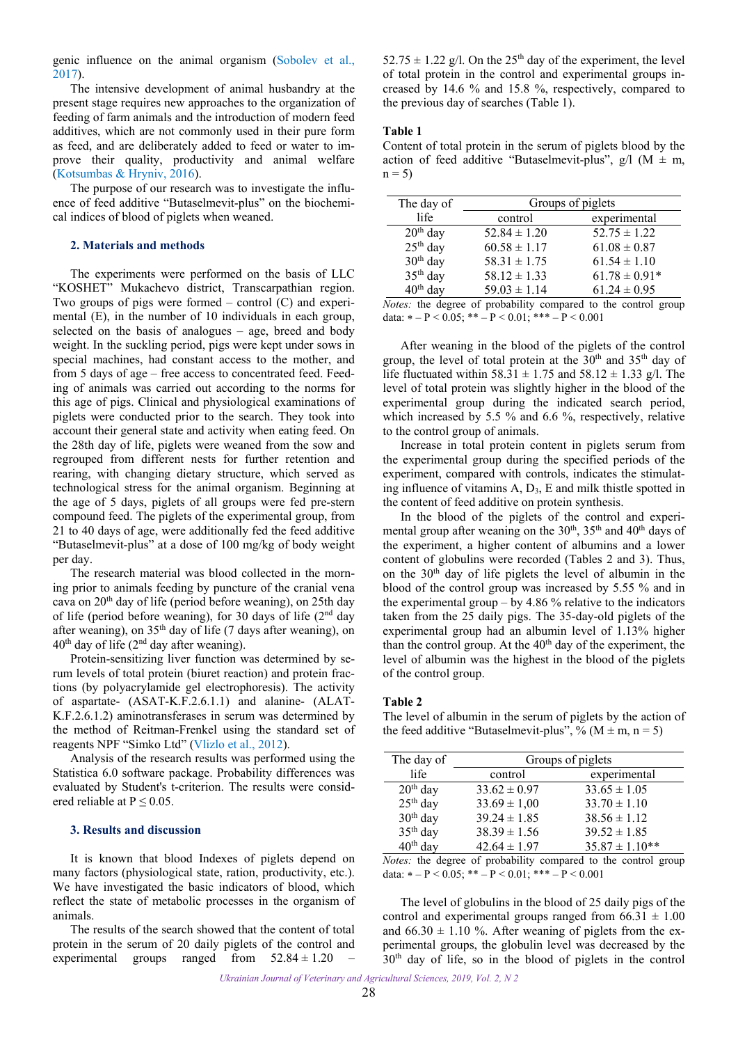genic influence on the animal organism (Sobolev et al., 2017).

The intensive development of animal husbandry at the present stage requires new approaches to the organization of feeding of farm animals and the introduction of modern feed additives, which are not commonly used in their pure form as feed, and are deliberately added to feed or water to improve their quality, productivity and animal welfare (Kotsumbas & Hryniv, 2016).

The purpose of our research was to investigate the influence of feed additive "Butaselmevit-plus" on the biochemical indices of blood of piglets when weaned.

## 2. Materials and methods

The experiments were performed on the basis of LLC "KOSHET" Mukachevo district, Transcarpathian region. Two groups of pigs were formed – control (C) and experimental (E), in the number of 10 individuals in each group, selected on the basis of analogues – age, breed and body weight. In the suckling period, pigs were kept under sows in special machines, had constant access to the mother, and from 5 days of age – free access to concentrated feed. Feeding of animals was carried out according to the norms for this age of pigs. Clinical and physiological examinations of piglets were conducted prior to the search. They took into account their general state and activity when eating feed. On the 28th day of life, piglets were weaned from the sow and regrouped from different nests for further retention and rearing, with changing dietary structure, which served as technological stress for the animal organism. Beginning at the age of 5 days, piglets of all groups were fed pre-stern compound feed. The piglets of the experimental group, from 21 to 40 days of age, were additionally fed the feed additive "Butaselmevit-plus" at a dose of 100 mg/kg of body weight per day.

The research material was blood collected in the morning prior to animals feeding by puncture of the cranial vena cava on 20th day of life (period before weaning), on 25th day of life (period before weaning), for 30 days of life (2nd day after weaning), on 35th day of life (7 days after weaning), on 40th day of life (2nd day after weaning).

Protein-sensitizing liver function was determined by serum levels of total protein (biuret reaction) and protein fractions (by polyacrylamide gel electrophoresis). The activity of aspartate- (ASAT-K.F.2.6.1.1) and alanine- (ALAT-K.F.2.6.1.2) aminotransferases in serum was determined by the method of Reitman-Frenkel using the standard set of reagents NPF "Simko Ltd" (Vlizlo et al., 2012).

Analysis of the research results was performed using the Statistica 6.0 software package. Probability differences was evaluated by Student's t-criterion. The results were considered reliable at $P \leq 0.05$.

## 3. Results and discussion

It is known that blood Indexes of piglets depend on many factors (physiological state, ration, productivity, etc.). We have investigated the basic indicators of blood, which reflect the state of metabolic processes in the organism of animals.

The results of the search showed that the content of total protein in the serum of 20 daily piglets of the control and experimental groups ranged from 52.84 ± 1.20 – 52.75 ± 1.22 g/l. On the 25th day of the experiment, the level of total protein in the control and experimental groups increased by 14.6 % and 15.8 %, respectively, compared to the previous day of searches (Table 1).

**Table 1**

Content of total protein in the serum of piglets blood by the action of feed additive "Butaselmevit-plus", g/l (M ± m, n = 5)

| The day of life | Groups of piglets | |
|---|---|---|
| | control | experimental |
| 20th day | 52.84 ± 1.20 | 52.75 ± 1.22 |
| 25th day | 60.58 ± 1.17 | 61.08 ± 0.87 |
| 30th day | 58.31 ± 1.75 | 61.54 ± 1.10 |
| 35th day | 58.12 ± 1.33 | 61.78 ± 0.91* |
| 40th day | 59.03 ± 1.14 | 61.24 ± 0.95 |

*Notes:* the degree of probability compared to the control group data: * – $P < 0.05$; ** – $P < 0.01$; *** – $P < 0.001$

After weaning in the blood of the piglets of the control group, the level of total protein at the 30th and 35th day of life fluctuated within 58.31 ± 1.75 and 58.12 ± 1.33 g/l. The level of total protein was slightly higher in the blood of the experimental group during the indicated search period, which increased by 5.5 % and 6.6 %, respectively, relative to the control group of animals.

Increase in total protein content in piglets serum from the experimental group during the specified periods of the experiment, compared with controls, indicates the stimulating influence of vitamins A, $D_3$, E and milk thistle spotted in the content of feed additive on protein synthesis.

In the blood of the piglets of the control and experimental group after weaning on the 30th, 35th and 40th days of the experiment, a higher content of albumins and a lower content of globulins were recorded (Tables 2 and 3). Thus, on the 30th day of life piglets the level of albumin in the blood of the control group was increased by 5.55 % and in the experimental group – by 4.86 % relative to the indicators taken from the 25 daily pigs. The 35-day-old piglets of the experimental group had an albumin level of 1.13% higher than the control group. At the 40th day of the experiment, the level of albumin was the highest in the blood of the piglets of the control group.

**Table 2**

The level of albumin in the serum of piglets by the action of the feed additive "Butaselmevit-plus", % (M ± m, n = 5)

| The day of life | Groups of piglets | |
|---|---|---|
| | control | experimental |
| 20th day | 33.62 ± 0.97 | 33.65 ± 1.05 |
| 25th day | 33.69 ± 1,00 | 33.70 ± 1.10 |
| 30th day | 39.24 ± 1.85 | 38.56 ± 1.12 |
| 35th day | 38.39 ± 1.56 | 39.52 ± 1.85 |
| 40th day | 42.64 ± 1.97 | 35.87 ± 1.10** |

*Notes:* the degree of probability compared to the control group data: * – $P < 0.05$; ** – $P < 0.01$; *** – $P < 0.001$

The level of globulins in the blood of 25 daily pigs of the control and experimental groups ranged from 66.31 ± 1.00 and 66.30 ± 1.10 %. After weaning of piglets from the experimental groups, the globulin level was decreased by the 30th day of life, so in the blood of piglets in the control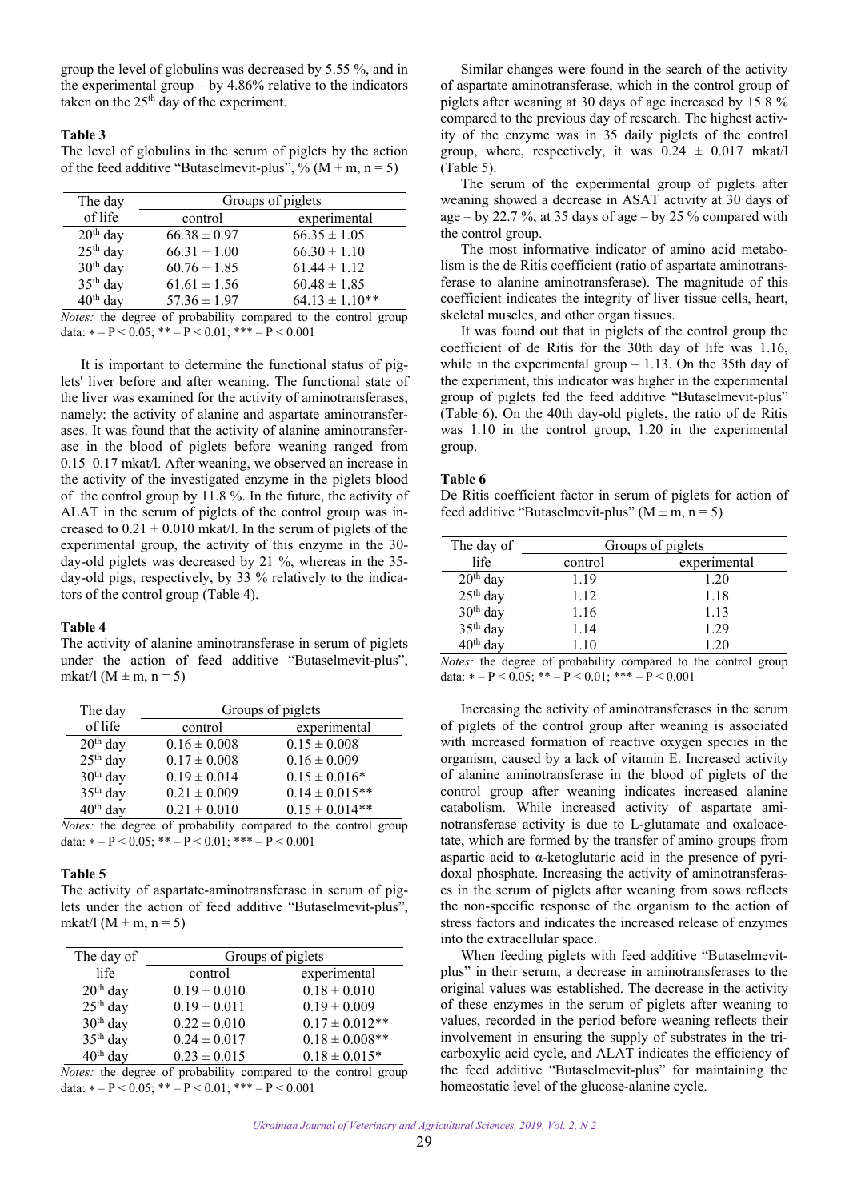group the level of globulins was decreased by 5.55 %, and in the experimental group – by 4.86% relative to the indicators taken on the 25th day of the experiment.

**Table 3**

The level of globulins in the serum of piglets by the action of the feed additive "Butaselmevit-plus", % ($M \pm m$, $n = 5$)

| The day of life | Groups of piglets | |
|---|---|---|
| | control | experimental |
| 20th day | 66.38 ± 0.97 | 66.35 ± 1.05 |
| 25th day | 66.31 ± 1.00 | 66.30 ± 1.10 |
| 30th day | 60.76 ± 1.85 | 61.44 ± 1.12 |
| 35th day | 61.61 ± 1.56 | 60.48 ± 1.85 |
| 40th day | 57.36 ± 1.97 | 64.13 ± 1.10** |

*Notes:* the degree of probability compared to the control group data: * – $P < 0.05$; ** – $P < 0.01$; *** – $P < 0.001$

It is important to determine the functional status of piglets' liver before and after weaning. The functional state of the liver was examined for the activity of aminotransferases, namely: the activity of alanine and aspartate aminotransferases. It was found that the activity of alanine aminotransferase in the blood of piglets before weaning ranged from 0.15–0.17 mkat/l. After weaning, we observed an increase in the activity of the investigated enzyme in the piglets blood of the control group by 11.8 %. In the future, the activity of ALAT in the serum of piglets of the control group was increased to 0.21 ± 0.010 mkat/l. In the serum of piglets of the experimental group, the activity of this enzyme in the 30-day-old piglets was decreased by 21 %, whereas in the 35-day-old pigs, respectively, by 33 % relatively to the indicators of the control group (Table 4).

**Table 4**

The activity of alanine aminotransferase in serum of piglets under the action of feed additive "Butaselmevit-plus", mkat/l ($M \pm m$, $n = 5$)

| The day of life | Groups of piglets | |
|---|---|---|
| | control | experimental |
| 20th day | 0.16 ± 0.008 | 0.15 ± 0.008 |
| 25th day | 0.17 ± 0.008 | 0.16 ± 0.009 |
| 30th day | 0.19 ± 0.014 | 0.15 ± 0.016* |
| 35th day | 0.21 ± 0.009 | 0.14 ± 0.015** |
| 40th day | 0.21 ± 0.010 | 0.15 ± 0.014** |

*Notes:* the degree of probability compared to the control group data: * – $P < 0.05$; ** – $P < 0.01$; *** – $P < 0.001$

**Table 5**

The activity of aspartate-aminotransferase in serum of piglets under the action of feed additive "Butaselmevit-plus", mkat/l ($M \pm m$, $n = 5$)

| The day of life | Groups of piglets | |
|---|---|---|
| | control | experimental |
| 20th day | 0.19 ± 0.010 | 0.18 ± 0.010 |
| 25th day | 0.19 ± 0.011 | 0.19 ± 0.009 |
| 30th day | 0.22 ± 0.010 | 0.17 ± 0.012** |
| 35th day | 0.24 ± 0.017 | 0.18 ± 0.008** |
| 40th day | 0.23 ± 0.015 | 0.18 ± 0.015* |

*Notes:* the degree of probability compared to the control group data: * – $P < 0.05$; ** – $P < 0.01$; *** – $P < 0.001$

Similar changes were found in the search of the activity of aspartate aminotransferase, which in the control group of piglets after weaning at 30 days of age increased by 15.8 % compared to the previous day of research. The highest activity of the enzyme was in 35 daily piglets of the control group, where, respectively, it was 0.24 ± 0.017 mkat/l (Table 5).

The serum of the experimental group of piglets after weaning showed a decrease in ASAT activity at 30 days of age – by 22.7 %, at 35 days of age – by 25 % compared with the control group.

The most informative indicator of amino acid metabolism is the de Ritis coefficient (ratio of aspartate aminotransferase to alanine aminotransferase). The magnitude of this coefficient indicates the integrity of liver tissue cells, heart, skeletal muscles, and other organ tissues.

It was found out that in piglets of the control group the coefficient of de Ritis for the 30th day of life was 1.16, while in the experimental group – 1.13. On the 35th day of the experiment, this indicator was higher in the experimental group of piglets fed the feed additive "Butaselmevit-plus" (Table 6). On the 40th day-old piglets, the ratio of de Ritis was 1.10 in the control group, 1.20 in the experimental group.

**Table 6**

De Ritis coefficient factor in serum of piglets for action of feed additive "Butaselmevit-plus" ($M \pm m$, $n = 5$)

| The day of life | Groups of piglets | |
|---|---|---|
| | control | experimental |
| 20th day | 1.19 | 1.20 |
| 25th day | 1.12 | 1.18 |
| 30th day | 1.16 | 1.13 |
| 35th day | 1.14 | 1.29 |
| 40th day | 1.10 | 1.20 |

*Notes:* the degree of probability compared to the control group data: * – $P < 0.05$; ** – $P < 0.01$; *** – $P < 0.001$

Increasing the activity of aminotransferases in the serum of piglets of the control group after weaning is associated with increased formation of reactive oxygen species in the organism, caused by a lack of vitamin E. Increased activity of alanine aminotransferase in the blood of piglets of the control group after weaning indicates increased alanine catabolism. While increased activity of aspartate aminotransferase activity is due to L-glutamate and oxaloacetate, which are formed by the transfer of amino groups from aspartic acid to α-ketoglutaric acid in the presence of pyridoxal phosphate. Increasing the activity of aminotransferases in the serum of piglets after weaning from sows reflects the non-specific response of the organism to the action of stress factors and indicates the increased release of enzymes into the extracellular space.

When feeding piglets with feed additive "Butaselmevit-plus" in their serum, a decrease in aminotransferases to the original values was established. The decrease in the activity of these enzymes in the serum of piglets after weaning to values, recorded in the period before weaning reflects their involvement in ensuring the supply of substrates in the tricarboxylic acid cycle, and ALAT indicates the efficiency of the feed additive "Butaselmevit-plus" for maintaining the homeostatic level of the glucose-alanine cycle.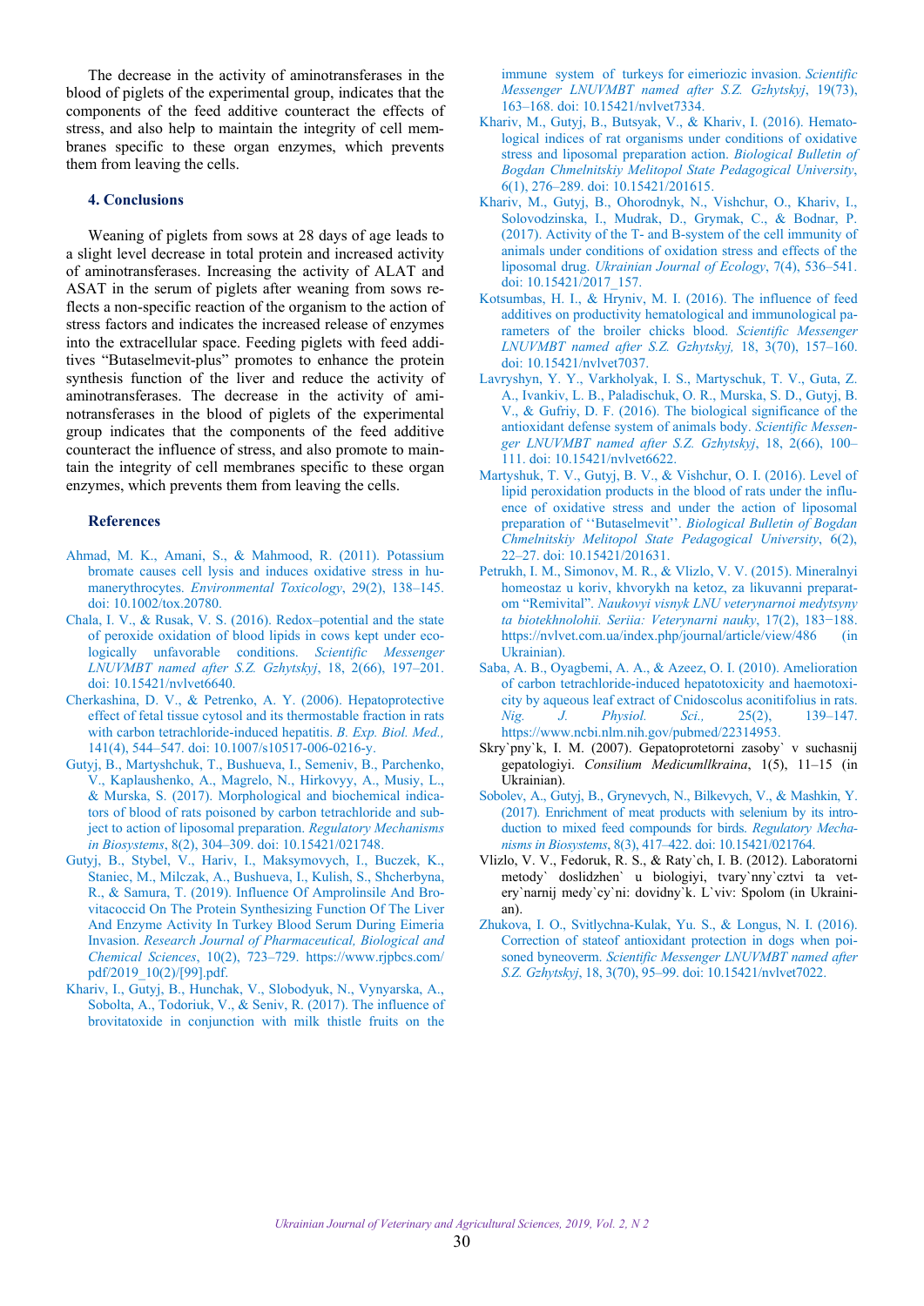The decrease in the activity of aminotransferases in the blood of piglets of the experimental group, indicates that the components of the feed additive counteract the effects of stress, and also help to maintain the integrity of cell membranes specific to these organ enzymes, which prevents them from leaving the cells.

## 4. Conclusions

Weaning of piglets from sows at 28 days of age leads to a slight level decrease in total protein and increased activity of aminotransferases. Increasing the activity of ALAT and ASAT in the serum of piglets after weaning from sows reflects a non-specific reaction of the organism to the action of stress factors and indicates the increased release of enzymes into the extracellular space. Feeding piglets with feed additives "Butaselmevit-plus" promotes to enhance the protein synthesis function of the liver and reduce the activity of aminotransferases. The decrease in the activity of aminotransferases in the blood of piglets of the experimental group indicates that the components of the feed additive counteract the influence of stress, and also promote to maintain the integrity of cell membranes specific to these organ enzymes, which prevents them from leaving the cells.

## References

Ahmad, M. K., Amani, S., & Mahmood, R. (2011). Potassium bromate causes cell lysis and induces oxidative stress in humanerythrocytes. *Environmental Toxicology*, 29(2), 138–145. doi: 10.1002/tox.20780.

Chala, I. V., & Rusak, V. S. (2016). Redox–potential and the state of peroxide oxidation of blood lipids in cows kept under ecologically unfavorable conditions. *Scientific Messenger LNUVMBT named after S.Z. Gzhytskyj*, 18, 2(66), 197–201. doi: 10.15421/nvlvet6640.

Cherkashina, D. V., & Petrenko, A. Y. (2006). Hepatoprotective effect of fetal tissue cytosol and its thermostable fraction in rats with carbon tetrachloride-induced hepatitis. *B. Exp. Biol. Med.,* 141(4), 544–547. doi: 10.1007/s10517-006-0216-y.

Gutyj, B., Martyshchuk, T., Bushueva, I., Semeniv, B., Parchenko, V., Kaplaushenko, A., Magrelo, N., Hirkovyy, A., Musiy, L., & Murska, S. (2017). Morphological and biochemical indicators of blood of rats poisoned by carbon tetrachloride and subject to action of liposomal preparation. *Regulatory Mechanisms in Biosystems*, 8(2), 304–309. doi: 10.15421/021748.

Gutyj, B., Stybel, V., Hariv, I., Maksymovych, I., Buczek, K., Staniec, M., Milczak, A., Bushueva, I., Kulish, S., Shcherbyna, R., & Samura, T. (2019). Influence Of Amprolinsile And Brovitacoccid On The Protein Synthesizing Function Of The Liver And Enzyme Activity In Turkey Blood Serum During Eimeria Invasion. *Research Journal of Pharmaceutical, Biological and Chemical Sciences*, 10(2), 723–729. https://www.rjpbcs.com/pdf/2019_10(2)/[99].pdf.

Khariv, I., Gutyj, B., Hunchak, V., Slobodyuk, N., Vynyarska, A., Sobolta, A., Todoriuk, V., & Seniv, R. (2017). The influence of brovitatoxide in conjunction with milk thistle fruits on the immune system of turkeys for eimeriozic invasion. *Scientific Messenger LNUVMBT named after S.Z. Gzhytskyj*, 19(73), 163–168. doi: 10.15421/nvlvet7334.

Khariv, M., Gutyj, B., Butsyak, V., & Khariv, I. (2016). Hematological indices of rat organisms under conditions of oxidative stress and liposomal preparation action. *Biological Bulletin of Bogdan Chmelnitskiy Melitopol State Pedagogical University*, 6(1), 276–289. doi: 10.15421/201615.

Khariv, M., Gutyj, B., Ohorodnyk, N., Vishchur, O., Khariv, I., Solovodzinska, I., Mudrak, D., Grymak, C., & Bodnar, P. (2017). Activity of the T- and B-system of the cell immunity of animals under conditions of oxidation stress and effects of the liposomal drug. *Ukrainian Journal of Ecology*, 7(4), 536–541. doi: 10.15421/2017_157.

Kotsumbas, H. I., & Hryniv, M. I. (2016). The influence of feed additives on productivity hematological and immunological parameters of the broiler chicks blood. *Scientific Messenger LNUVMBT named after S.Z. Gzhytskyj,* 18, 3(70), 157–160. doi: 10.15421/nvlvet7037.

Lavryshyn, Y. Y., Varkholyak, I. S., Martyschuk, T. V., Guta, Z. A., Ivankiv, L. B., Paladischuk, O. R., Murska, S. D., Gutyj, B. V., & Gufriy, D. F. (2016). The biological significance of the antioxidant defense system of animals body. *Scientific Messenger LNUVMBT named after S.Z. Gzhytskyj*, 18, 2(66), 100–111. doi: 10.15421/nvlvet6622.

Martyshuk, T. V., Gutyj, B. V., & Vishchur, O. I. (2016). Level of lipid peroxidation products in the blood of rats under the influence of oxidative stress and under the action of liposomal preparation of ''Butaselmevit''. *Biological Bulletin of Bogdan Chmelnitskiy Melitopol State Pedagogical University*, 6(2), 22–27. doi: 10.15421/201631.

Petrukh, I. M., Simonov, M. R., & Vlizlo, V. V. (2015). Mineralnyi homeostaz u koriv, khvorykh na ketoz, za likuvanni preparatom "Remivital". *Naukovyi visnyk LNU veterynarnoi medytsyny ta biotekhnolohii. Seriia: Veterynarni nauky*, 17(2), 183−188. https://nvlvet.com.ua/index.php/journal/article/view/486 (in Ukrainian).

Saba, A. B., Oyagbemi, A. A., & Azeez, O. I. (2010). Amelioration of carbon tetrachloride-induced hepatotoxicity and haemotoxicity by aqueous leaf extract of Cnidoscolus aconitifolius in rats. *Nig. J. Physiol. Sci.,* 25(2), 139–147. https://www.ncbi.nlm.nih.gov/pubmed/22314953.

Skry`pny`k, I. M. (2007). Gepatoprotetorni zasoby` v suchasnij gepatologiyi. *Consilium Medicumllkraina*, 1(5), 11–15 (in Ukrainian).

Sobolev, A., Gutyj, B., Grynevych, N., Bilkevych, V., & Mashkin, Y. (2017). Enrichment of meat products with selenium by its introduction to mixed feed compounds for birds. *Regulatory Mechanisms in Biosystems*, 8(3), 417–422. doi: 10.15421/021764.

Vlizlo, V. V., Fedoruk, R. S., & Raty`ch, I. B. (2012). Laboratorni metody` doslidzhen` u biologiyi, tvary`nny`cztvi ta vetery`narnij medy`cy`ni: dovidny`k. L`viv: Spolom (in Ukrainian).

Zhukova, I. O., Svitlychna-Kulak, Yu. S., & Longus, N. I. (2016). Correction of stateof antioxidant protection in dogs when poisoned byneoverm. *Scientific Messenger LNUVMBT named after S.Z. Gzhytskyj*, 18, 3(70), 95–99. doi: 10.15421/nvlvet7022.